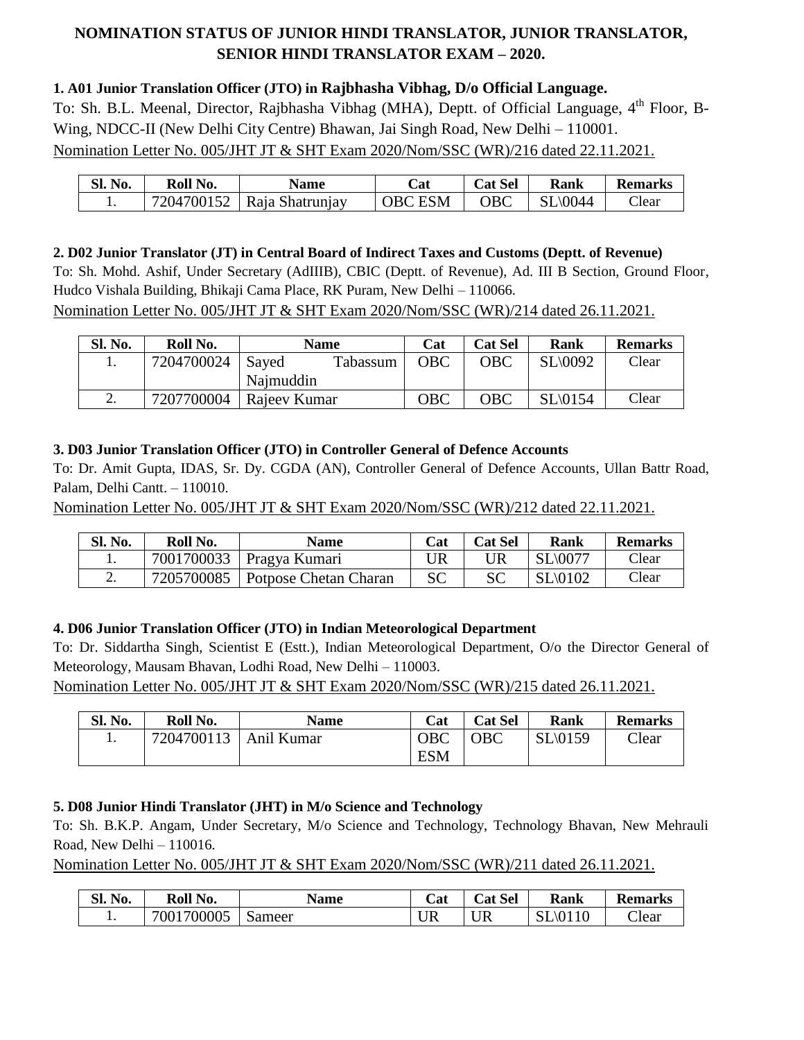# NOMINATION STATUS OF JUNIOR HINDI TRANSLATOR, JUNIOR TRANSLATOR, SENIOR HINDI TRANSLATOR EXAM – 2020.

**1. A01 Junior Translation Officer (JTO) in Rajbhasha Vibhag, D/o Official Language.**

To: Sh. B.L. Meenal, Director, Rajbhasha Vibhag (MHA), Deptt. of Official Language, 4th Floor, B-Wing, NDCC-II (New Delhi City Centre) Bhawan, Jai Singh Road, New Delhi – 110001.

Nomination Letter No. 005/JHT JT & SHT Exam 2020/Nom/SSC (WR)/216 dated 22.11.2021.

| Sl. No. | Roll No. | Name | Cat | Cat Sel | Rank | Remarks |
|---|---|---|---|---|---|---|
| 1. | 7204700152 | Raja Shatrunjay | OBC ESM | OBC | SL\0044 | Clear |

**2. D02 Junior Translator (JT) in Central Board of Indirect Taxes and Customs (Deptt. of Revenue)**

To: Sh. Mohd. Ashif, Under Secretary (AdIIIB), CBIC (Deptt. of Revenue), Ad. III B Section, Ground Floor, Hudco Vishala Building, Bhikaji Cama Place, RK Puram, New Delhi – 110066.

Nomination Letter No. 005/JHT JT & SHT Exam 2020/Nom/SSC (WR)/214 dated 26.11.2021.

| Sl. No. | Roll No. | Name | Cat | Cat Sel | Rank | Remarks |
|---|---|---|---|---|---|---|
| 1. | 7204700024 | Sayed Tabassum Najmuddin | OBC | OBC | SL\0092 | Clear |
| 2. | 7207700004 | Rajeev Kumar | OBC | OBC | SL\0154 | Clear |

**3. D03 Junior Translation Officer (JTO) in Controller General of Defence Accounts**

To: Dr. Amit Gupta, IDAS, Sr. Dy. CGDA (AN), Controller General of Defence Accounts, Ullan Battr Road, Palam, Delhi Cantt. – 110010.

Nomination Letter No. 005/JHT JT & SHT Exam 2020/Nom/SSC (WR)/212 dated 22.11.2021.

| Sl. No. | Roll No. | Name | Cat | Cat Sel | Rank | Remarks |
|---|---|---|---|---|---|---|
| 1. | 7001700033 | Pragya Kumari | UR | UR | SL\0077 | Clear |
| 2. | 7205700085 | Potpose Chetan Charan | SC | SC | SL\0102 | Clear |

**4. D06 Junior Translation Officer (JTO) in Indian Meteorological Department**

To: Dr. Siddartha Singh, Scientist E (Estt.), Indian Meteorological Department, O/o the Director General of Meteorology, Mausam Bhavan, Lodhi Road, New Delhi – 110003.

Nomination Letter No. 005/JHT JT & SHT Exam 2020/Nom/SSC (WR)/215 dated 26.11.2021.

| Sl. No. | Roll No. | Name | Cat | Cat Sel | Rank | Remarks |
|---|---|---|---|---|---|---|
| 1. | 7204700113 | Anil Kumar | OBC ESM | OBC | SL\0159 | Clear |

**5. D08 Junior Hindi Translator (JHT) in M/o Science and Technology**

To: Sh. B.K.P. Angam, Under Secretary, M/o Science and Technology, Technology Bhavan, New Mehrauli Road, New Delhi – 110016.

Nomination Letter No. 005/JHT JT & SHT Exam 2020/Nom/SSC (WR)/211 dated 26.11.2021.

| Sl. No. | Roll No. | Name | Cat | Cat Sel | Rank | Remarks |
|---|---|---|---|---|---|---|
| 1. | 7001700005 | Sameer | UR | UR | SL\0110 | Clear |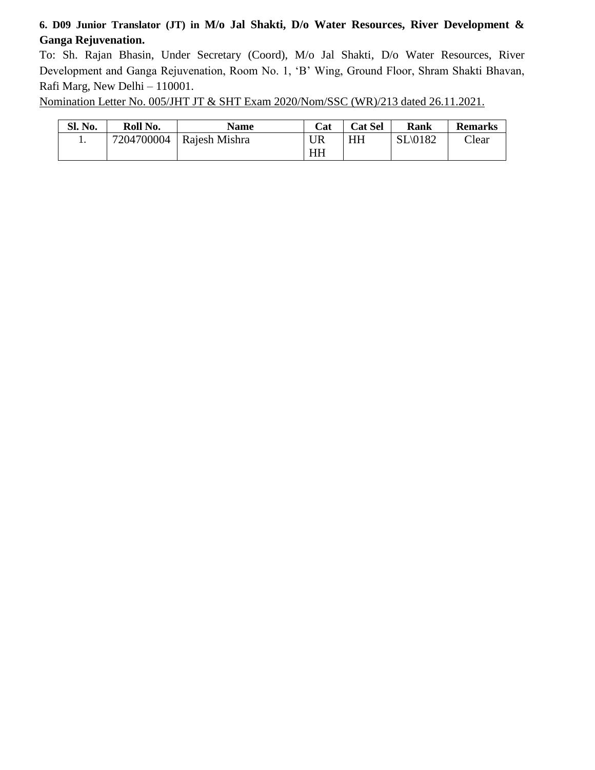**6. D09 Junior Translator (JT) in M/o Jal Shakti, D/o Water Resources, River Development & Ganga Rejuvenation.**

To: Sh. Rajan Bhasin, Under Secretary (Coord), M/o Jal Shakti, D/o Water Resources, River Development and Ganga Rejuvenation, Room No. 1, 'B' Wing, Ground Floor, Shram Shakti Bhavan, Rafi Marg, New Delhi – 110001.

Nomination Letter No. 005/JHT JT & SHT Exam 2020/Nom/SSC (WR)/213 dated 26.11.2021.

| Sl. No. | Roll No. | Name | Cat | Cat Sel | Rank | Remarks |
|---|---|---|---|---|---|---|
| 1. | 7204700004 | Rajesh Mishra | UR HH | HH | SL\0182 | Clear |